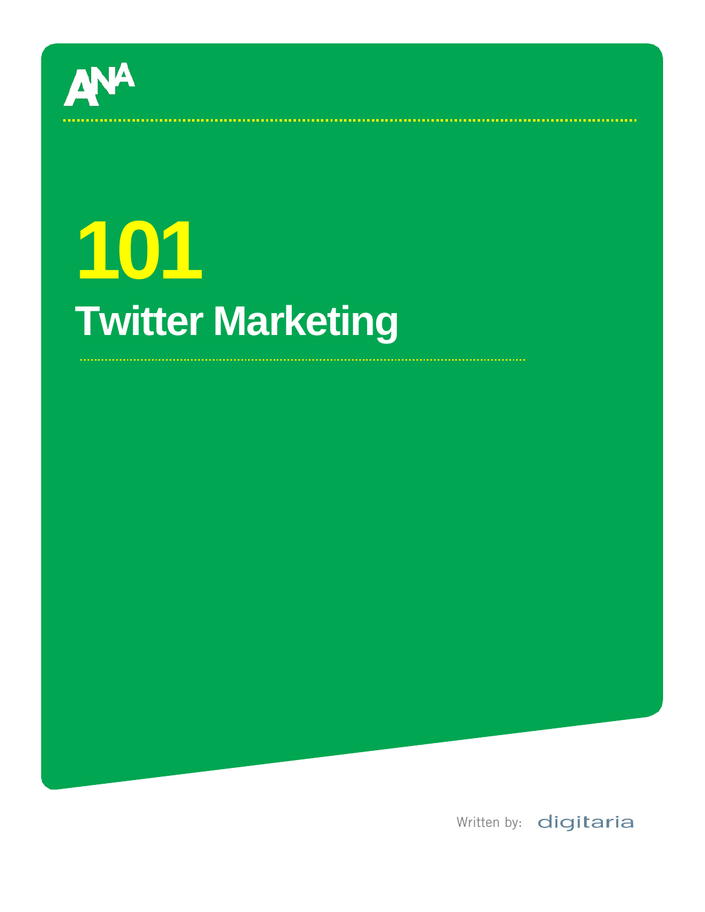ANA

# 101

## Twitter Marketing

Written by: digitaria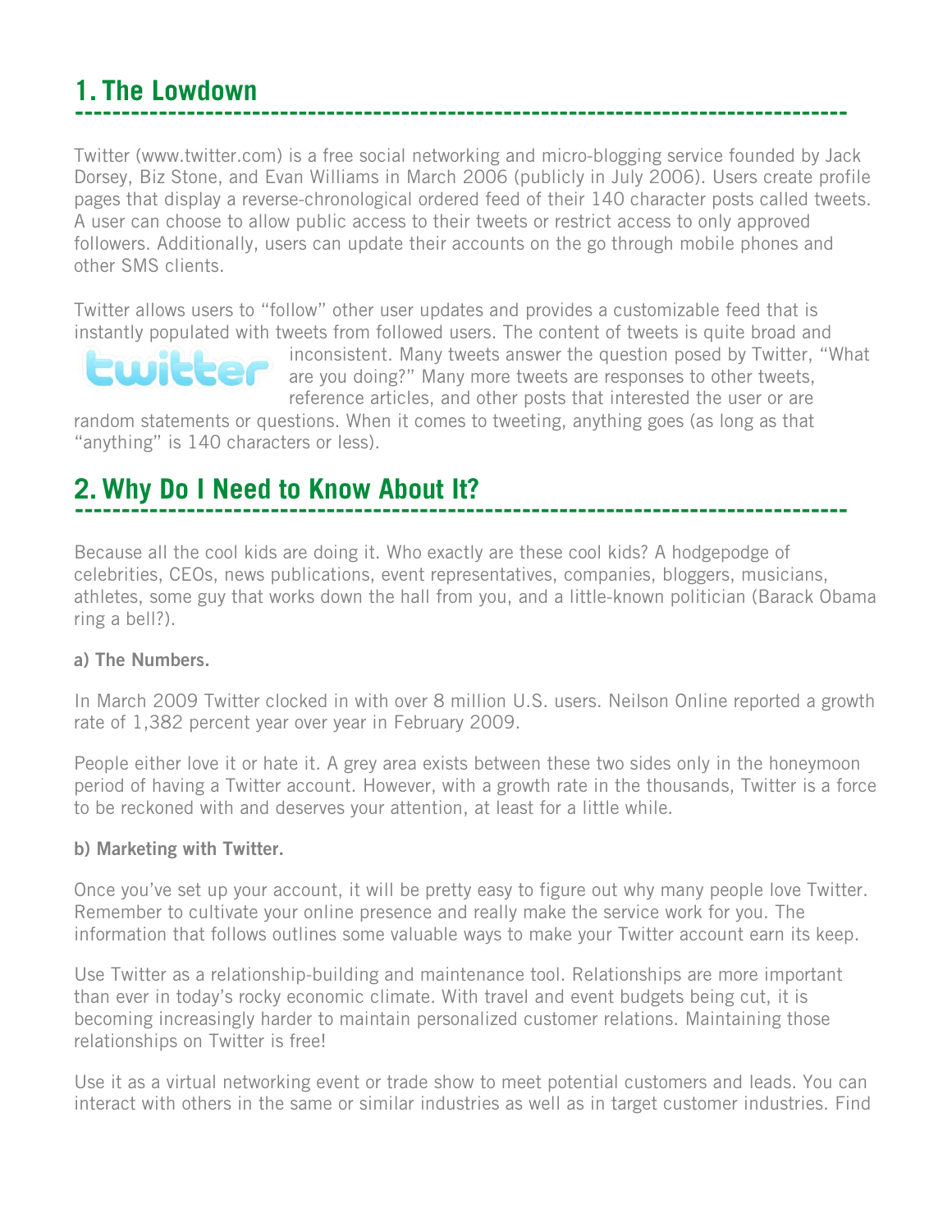## 1. The Lowdown

Twitter (www.twitter.com) is a free social networking and micro-blogging service founded by Jack Dorsey, Biz Stone, and Evan Williams in March 2006 (publicly in July 2006). Users create profile pages that display a reverse-chronological ordered feed of their 140 character posts called tweets. A user can choose to allow public access to their tweets or restrict access to only approved followers. Additionally, users can update their accounts on the go through mobile phones and other SMS clients.

Twitter allows users to "follow" other user updates and provides a customizable feed that is instantly populated with tweets from followed users. The content of tweets is quite broad and inconsistent. Many tweets answer the question posed by Twitter, "What are you doing?" Many more tweets are responses to other tweets, reference articles, and other posts that interested the user or are random statements or questions. When it comes to tweeting, anything goes (as long as that "anything" is 140 characters or less).

## 2. Why Do I Need to Know About It?

Because all the cool kids are doing it. Who exactly are these cool kids? A hodgepodge of celebrities, CEOs, news publications, event representatives, companies, bloggers, musicians, athletes, some guy that works down the hall from you, and a little-known politician (Barack Obama ring a bell?).

**a) The Numbers.**

In March 2009 Twitter clocked in with over 8 million U.S. users. Neilson Online reported a growth rate of 1,382 percent year over year in February 2009.

People either love it or hate it. A grey area exists between these two sides only in the honeymoon period of having a Twitter account. However, with a growth rate in the thousands, Twitter is a force to be reckoned with and deserves your attention, at least for a little while.

**b) Marketing with Twitter.**

Once you've set up your account, it will be pretty easy to figure out why many people love Twitter. Remember to cultivate your online presence and really make the service work for you. The information that follows outlines some valuable ways to make your Twitter account earn its keep.

Use Twitter as a relationship-building and maintenance tool. Relationships are more important than ever in today's rocky economic climate. With travel and event budgets being cut, it is becoming increasingly harder to maintain personalized customer relations. Maintaining those relationships on Twitter is free!

Use it as a virtual networking event or trade show to meet potential customers and leads. You can interact with others in the same or similar industries as well as in target customer industries. Find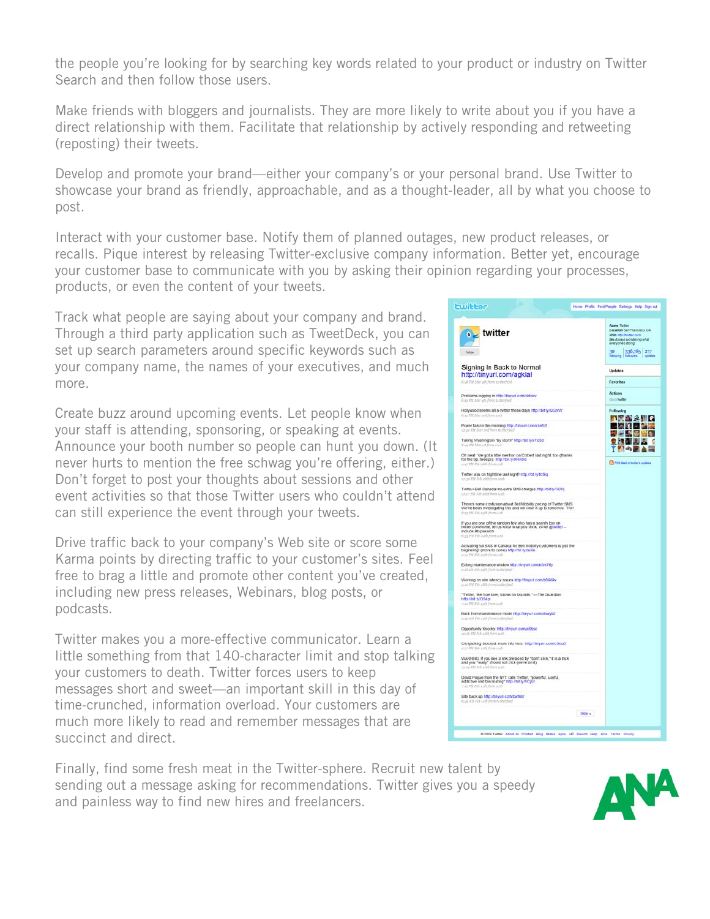the people you're looking for by searching key words related to your product or industry on Twitter Search and then follow those users.

Make friends with bloggers and journalists. They are more likely to write about you if you have a direct relationship with them. Facilitate that relationship by actively responding and retweeting (reposting) their tweets.

Develop and promote your brand—either your company's or your personal brand. Use Twitter to showcase your brand as friendly, approachable, and as a thought-leader, all by what you choose to post.

Interact with your customer base. Notify them of planned outages, new product releases, or recalls. Pique interest by releasing Twitter-exclusive company information. Better yet, encourage your customer base to communicate with you by asking their opinion regarding your processes, products, or even the content of your tweets.

Track what people are saying about your company and brand. Through a third party application such as TweetDeck, you can set up search parameters around specific keywords such as your company name, the names of your executives, and much more.

Create buzz around upcoming events. Let people know when your staff is attending, sponsoring, or speaking at events. Announce your booth number so people can hunt you down. (It never hurts to mention the free schwag you're offering, either.) Don't forget to post your thoughts about sessions and other event activities so that those Twitter users who couldn't attend can still experience the event through your tweets.

Drive traffic back to your company's Web site or score some Karma points by directing traffic to your customer's sites. Feel free to brag a little and promote other content you've created, including new press releases, Webinars, blog posts, or podcasts.

Twitter makes you a more-effective communicator. Learn a little something from that 140-character limit and stop talking your customers to death. Twitter forces users to keep messages short and sweet—an important skill in this day of time-crunched, information overload. Your customers are much more likely to read and remember messages that are succinct and direct.

Finally, find some fresh meat in the Twitter-sphere. Recruit new talent by sending out a message asking for recommendations. Twitter gives you a speedy and painless way to find new hires and freelancers.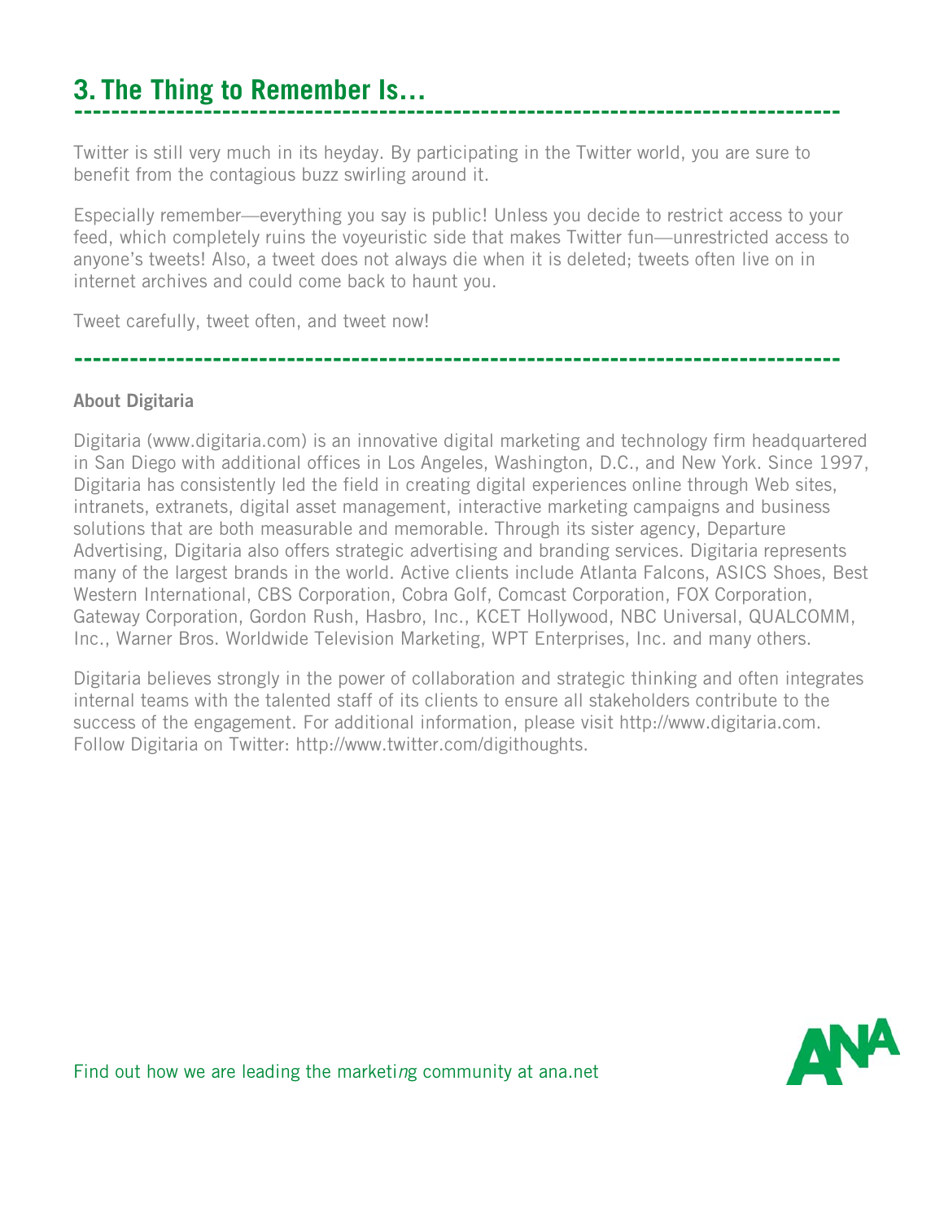## 3. The Thing to Remember Is…

Twitter is still very much in its heyday. By participating in the Twitter world, you are sure to benefit from the contagious buzz swirling around it.

Especially remember—everything you say is public! Unless you decide to restrict access to your feed, which completely ruins the voyeuristic side that makes Twitter fun—unrestricted access to anyone's tweets! Also, a tweet does not always die when it is deleted; tweets often live on in internet archives and could come back to haunt you.

Tweet carefully, tweet often, and tweet now!

---

**About Digitaria**

Digitaria (www.digitaria.com) is an innovative digital marketing and technology firm headquartered in San Diego with additional offices in Los Angeles, Washington, D.C., and New York. Since 1997, Digitaria has consistently led the field in creating digital experiences online through Web sites, intranets, extranets, digital asset management, interactive marketing campaigns and business solutions that are both measurable and memorable. Through its sister agency, Departure Advertising, Digitaria also offers strategic advertising and branding services. Digitaria represents many of the largest brands in the world. Active clients include Atlanta Falcons, ASICS Shoes, Best Western International, CBS Corporation, Cobra Golf, Comcast Corporation, FOX Corporation, Gateway Corporation, Gordon Rush, Hasbro, Inc., KCET Hollywood, NBC Universal, QUALCOMM, Inc., Warner Bros. Worldwide Television Marketing, WPT Enterprises, Inc. and many others.

Digitaria believes strongly in the power of collaboration and strategic thinking and often integrates internal teams with the talented staff of its clients to ensure all stakeholders contribute to the success of the engagement. For additional information, please visit http://www.digitaria.com. Follow Digitaria on Twitter: http://www.twitter.com/digithoughts.

Find out how we are leading the marketi*ng* community at ana.net

ANA